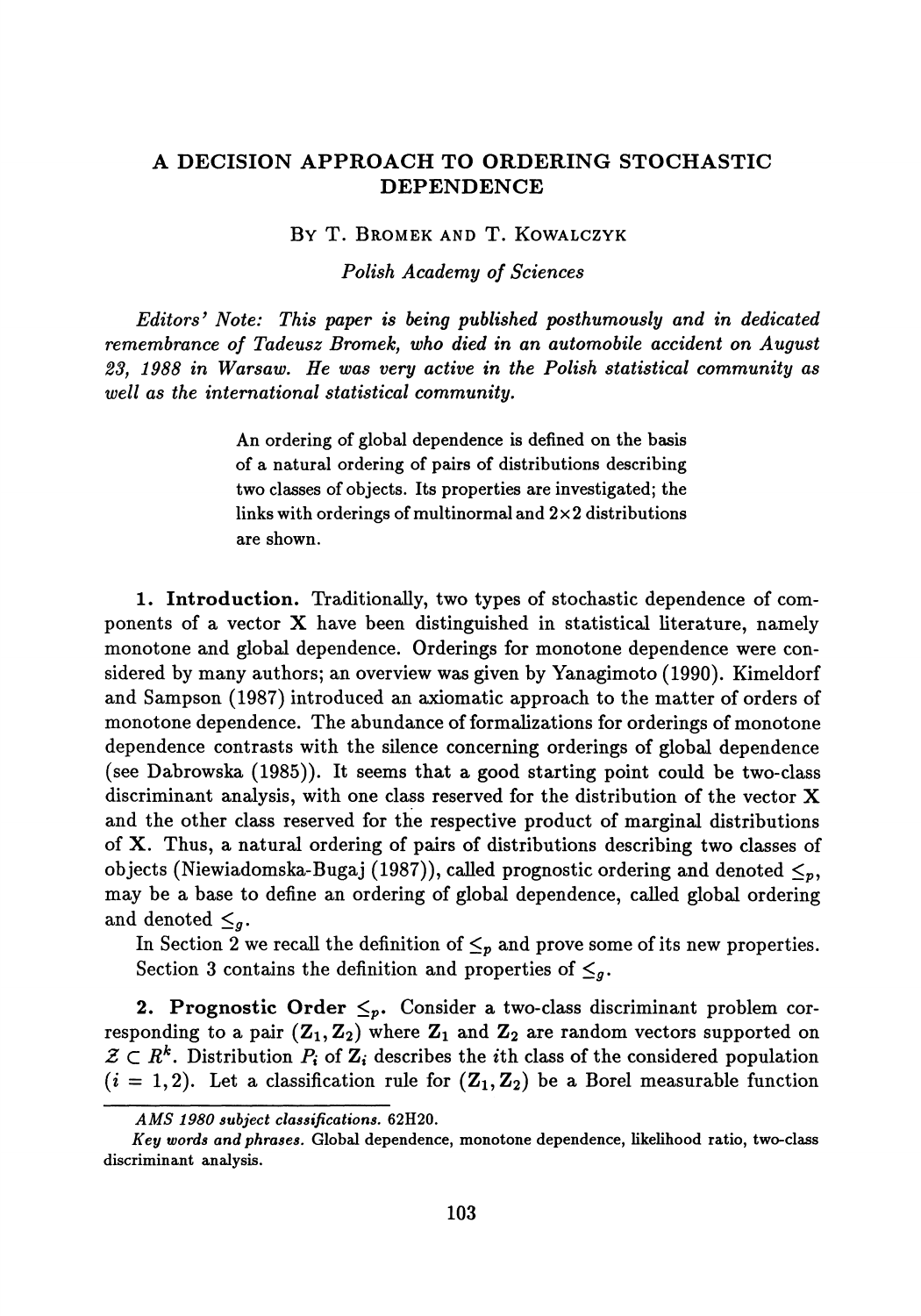# A DECISION APPROACH TO ORDERING STOCHASTIC DEPENDENCE

By T. Bromek and T. Kowalczyk

*Polish Academy of Sciences*

*Editors' Note: This paper is being published posthumously and in dedicated remembrance of Tadeusz Bromek, who died in an automobile accident on August 23, 1988 in Warsaw. He was very active in the Polish statistical community as well as the international statistical community.*

> An ordering of global dependence is defined on the basis of a natural ordering of pairs of distributions describing two classes of objects. Its properties are investigated; the links with orderings of multinormal and $2 \times 2$ distributions are shown.

**1. Introduction.** Traditionally, two types of stochastic dependence of components of a vector $\mathbf{X}$ have been distinguished in statistical literature, namely monotone and global dependence. Orderings for monotone dependence were considered by many authors; an overview was given by Yanagimoto (1990). Kimeldorf and Sampson (1987) introduced an axiomatic approach to the matter of orders of monotone dependence. The abundance of formalizations for orderings of monotone dependence contrasts with the silence concerning orderings of global dependence (see Dabrowska (1985)). It seems that a good starting point could be two-class discriminant analysis, with one class reserved for the distribution of the vector $\mathbf{X}$ and the other class reserved for the respective product of marginal distributions of $\mathbf{X}$. Thus, a natural ordering of pairs of distributions describing two classes of objects (Niewiadomska-Bugaj (1987)), called prognostic ordering and denoted $\leq_p$, may be a base to define an ordering of global dependence, called global ordering and denoted $\leq_g$.

In Section 2 we recall the definition of $\leq_p$ and prove some of its new properties. Section 3 contains the definition and properties of $\leq_g$.

**2. Prognostic Order $\leq_p$.** Consider a two-class discriminant problem corresponding to a pair $(\mathbf{Z}_1, \mathbf{Z}_2)$ where $\mathbf{Z}_1$ and $\mathbf{Z}_2$ are random vectors supported on $\mathcal{Z} \subset R^k$. Distribution $P_i$ of $\mathbf{Z}_i$ describes the $i$th class of the considered population ($i = 1, 2$). Let a classification rule for $(\mathbf{Z}_1, \mathbf{Z}_2)$ be a Borel measurable function

*AMS 1980 subject classifications.* 62H20.

*Key words and phrases.* Global dependence, monotone dependence, likelihood ratio, two-class discriminant analysis.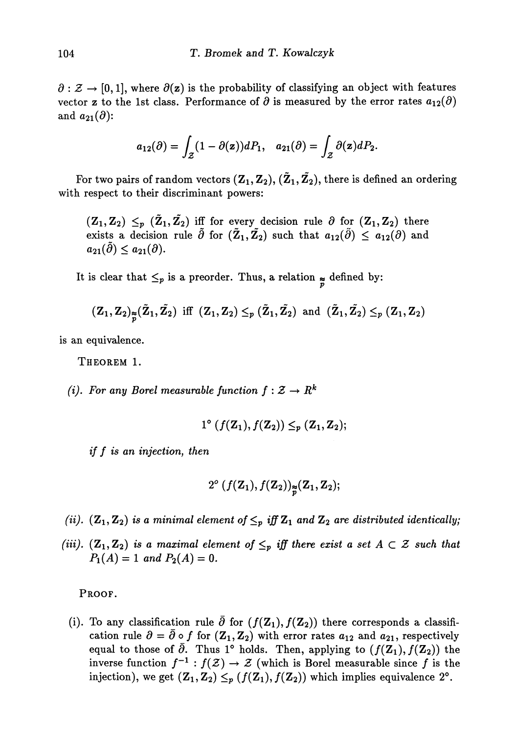$\partial : \mathcal{Z} \to [0,1]$, where $\partial(\mathbf{z})$ is the probability of classifying an object with features vector $\mathbf{z}$ to the 1st class. Performance of $\partial$ is measured by the error rates $a_{12}(\partial)$ and $a_{21}(\partial)$:

$$a_{12}(\partial) = \int_{\mathcal{Z}} (1 - \partial(\mathbf{z})) dP_1, \quad a_{21}(\partial) = \int_{\mathcal{Z}} \partial(\mathbf{z}) dP_2.$$

For two pairs of random vectors $(\mathbf{Z}_1, \mathbf{Z}_2)$, $(\tilde{\mathbf{Z}}_1, \tilde{\mathbf{Z}}_2)$, there is defined an ordering with respect to their discriminant powers:

> $(\mathbf{Z}_1, \mathbf{Z}_2) \leq_p (\tilde{\mathbf{Z}}_1, \tilde{\mathbf{Z}}_2)$ iff for every decision rule $\partial$ for $(\mathbf{Z}_1, \mathbf{Z}_2)$ there exists a decision rule $\tilde{\partial}$ for $(\tilde{\mathbf{Z}}_1, \tilde{\mathbf{Z}}_2)$ such that $a_{12}(\tilde{\partial}) \leq a_{12}(\partial)$ and $a_{21}(\tilde{\partial}) \leq a_{21}(\partial)$.

It is clear that $\leq_p$ is a preorder. Thus, a relation $\underset{p}{\approx}$ defined by:

$$(\mathbf{Z}_1, \mathbf{Z}_2) \underset{p}{\approx} (\tilde{\mathbf{Z}}_1, \tilde{\mathbf{Z}}_2) \text{ iff } (\mathbf{Z}_1, \mathbf{Z}_2) \leq_p (\tilde{\mathbf{Z}}_1, \tilde{\mathbf{Z}}_2) \text{ and } (\tilde{\mathbf{Z}}_1, \tilde{\mathbf{Z}}_2) \leq_p (\mathbf{Z}_1, \mathbf{Z}_2)$$

is an equivalence.

THEOREM 1.

*(i). For any Borel measurable function $f : \mathcal{Z} \to R^k$*

$$1^\circ \ (f(\mathbf{Z}_1), f(\mathbf{Z}_2)) \leq_p (\mathbf{Z}_1, \mathbf{Z}_2);$$

*if $f$ is an injection, then*

$$2^\circ \ (f(\mathbf{Z}_1), f(\mathbf{Z}_2)) \underset{p}{\approx} (\mathbf{Z}_1, \mathbf{Z}_2);$$

*(ii). $(\mathbf{Z}_1, \mathbf{Z}_2)$ is a minimal element of $\leq_p$ iff $\mathbf{Z}_1$ and $\mathbf{Z}_2$ are distributed identically;*

*(iii). $(\mathbf{Z}_1, \mathbf{Z}_2)$ is a maximal element of $\leq_p$ iff there exist a set $A \subset \mathcal{Z}$ such that $P_1(A) = 1$ and $P_2(A) = 0$.*

PROOF.

(i). To any classification rule $\bar{\partial}$ for $(f(\mathbf{Z}_1), f(\mathbf{Z}_2))$ there corresponds a classification rule $\partial = \bar{\partial} \circ f$ for $(\mathbf{Z}_1, \mathbf{Z}_2)$ with error rates $a_{12}$ and $a_{21}$, respectively equal to those of $\bar{\partial}$. Thus $1^\circ$ holds. Then, applying to $(f(\mathbf{Z}_1), f(\mathbf{Z}_2))$ the inverse function $f^{-1} : f(\mathcal{Z}) \to \mathcal{Z}$ (which is Borel measurable since $f$ is the injection), we get $(\mathbf{Z}_1, \mathbf{Z}_2) \leq_p (f(\mathbf{Z}_1), f(\mathbf{Z}_2))$ which implies equivalence $2^\circ$.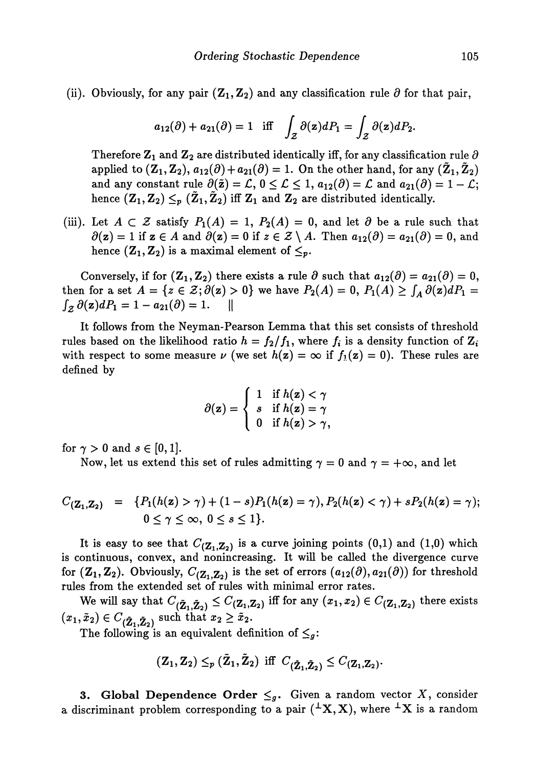(ii). Obviously, for any pair $(\mathbf{Z}_1, \mathbf{Z}_2)$ and any classification rule $\partial$ for that pair,

$$a_{12}(\partial) + a_{21}(\partial) = 1 \quad \text{iff} \quad \int_{\mathcal{Z}} \partial(\mathbf{z}) dP_1 = \int_{\mathcal{Z}} \partial(\mathbf{z}) dP_2.$$

Therefore $\mathbf{Z}_1$ and $\mathbf{Z}_2$ are distributed identically iff, for any classification rule $\partial$ applied to $(\mathbf{Z}_1, \mathbf{Z}_2)$, $a_{12}(\partial) + a_{21}(\partial) = 1$. On the other hand, for any $(\tilde{\mathbf{Z}}_1, \tilde{\mathbf{Z}}_2)$ and any constant rule $\partial(\tilde{\mathbf{z}}) = \mathcal{L}$, $0 \leq \mathcal{L} \leq 1$, $a_{12}(\partial) = \mathcal{L}$ and $a_{21}(\partial) = 1 - \mathcal{L}$; hence $(\mathbf{Z}_1, \mathbf{Z}_2) \leq_p (\tilde{\mathbf{Z}}_1, \tilde{\mathbf{Z}}_2)$ iff $\mathbf{Z}_1$ and $\mathbf{Z}_2$ are distributed identically.

(iii). Let $A \subset \mathcal{Z}$ satisfy $P_1(A) = 1$, $P_2(A) = 0$, and let $\partial$ be a rule such that $\partial(\mathbf{z}) = 1$ if $\mathbf{z} \in A$ and $\partial(\mathbf{z}) = 0$ if $z \in \mathcal{Z} \setminus A$. Then $a_{12}(\partial) = a_{21}(\partial) = 0$, and hence $(\mathbf{Z}_1, \mathbf{Z}_2)$ is a maximal element of $\leq_p$.

Conversely, if for $(\mathbf{Z}_1, \mathbf{Z}_2)$ there exists a rule $\partial$ such that $a_{12}(\partial) = a_{21}(\partial) = 0$, then for a set $A = \{z \in \mathcal{Z}; \partial(\mathbf{z}) > 0\}$ we have $P_2(A) = 0$, $P_1(A) \geq \int_A \partial(\mathbf{z}) dP_1 = \int_{\mathcal{Z}} \partial(\mathbf{z}) dP_1 = 1 - a_{21}(\partial) = 1$. ||

It follows from the Neyman-Pearson Lemma that this set consists of threshold rules based on the likelihood ratio $h = f_2/f_1$, where $f_i$ is a density function of $\mathbf{Z}_i$ with respect to some measure $\nu$ (we set $h(\mathbf{z}) = \infty$ if $f_1(\mathbf{z}) = 0$). These rules are defined by

$$\partial(\mathbf{z}) = \begin{cases} 1 & \text{if } h(\mathbf{z}) < \gamma \\ s & \text{if } h(\mathbf{z}) = \gamma \\ 0 & \text{if } h(\mathbf{z}) > \gamma, \end{cases}$$

for $\gamma > 0$ and $s \in [0, 1]$.

Now, let us extend this set of rules admitting $\gamma = 0$ and $\gamma = +\infty$, and let

$$\begin{aligned} C_{(\mathbf{Z}_1, \mathbf{Z}_2)} = \; & \{P_1(h(\mathbf{z}) > \gamma) + (1 - s)P_1(h(\mathbf{z}) = \gamma), P_2(h(\mathbf{z}) < \gamma) + sP_2(h(\mathbf{z}) = \gamma); \\ & 0 \leq \gamma \leq \infty, \; 0 \leq s \leq 1\}. \end{aligned}$$

It is easy to see that $C_{(\mathbf{Z}_1, \mathbf{Z}_2)}$ is a curve joining points (0,1) and (1,0) which is continuous, convex, and nonincreasing. It will be called the divergence curve for $(\mathbf{Z}_1, \mathbf{Z}_2)$. Obviously, $C_{(\mathbf{Z}_1, \mathbf{Z}_2)}$ is the set of errors $(a_{12}(\partial), a_{21}(\partial))$ for threshold rules from the extended set of rules with minimal error rates.

We will say that $C_{(\tilde{\mathbf{Z}}_1, \tilde{\mathbf{Z}}_2)} \leq C_{(\mathbf{Z}_1, \mathbf{Z}_2)}$ iff for any $(x_1, x_2) \in C_{(\mathbf{Z}_1, \mathbf{Z}_2)}$ there exists $(x_1, \tilde{x}_2) \in C_{(\tilde{\mathbf{Z}}_1, \tilde{\mathbf{Z}}_2)}$ such that $x_2 \geq \tilde{x}_2$.

The following is an equivalent definition of $\leq_g$:

$$(\mathbf{Z}_1, \mathbf{Z}_2) \leq_p (\tilde{\mathbf{Z}}_1, \tilde{\mathbf{Z}}_2) \text{ iff } C_{(\tilde{\mathbf{Z}}_1, \tilde{\mathbf{Z}}_2)} \leq C_{(\mathbf{Z}_1, \mathbf{Z}_2)}.$$

**3. Global Dependence Order $\leq_g$.** Given a random vector $X$, consider a discriminant problem corresponding to a pair $({}^{\perp}\mathbf{X}, \mathbf{X})$, where ${}^{\perp}\mathbf{X}$ is a random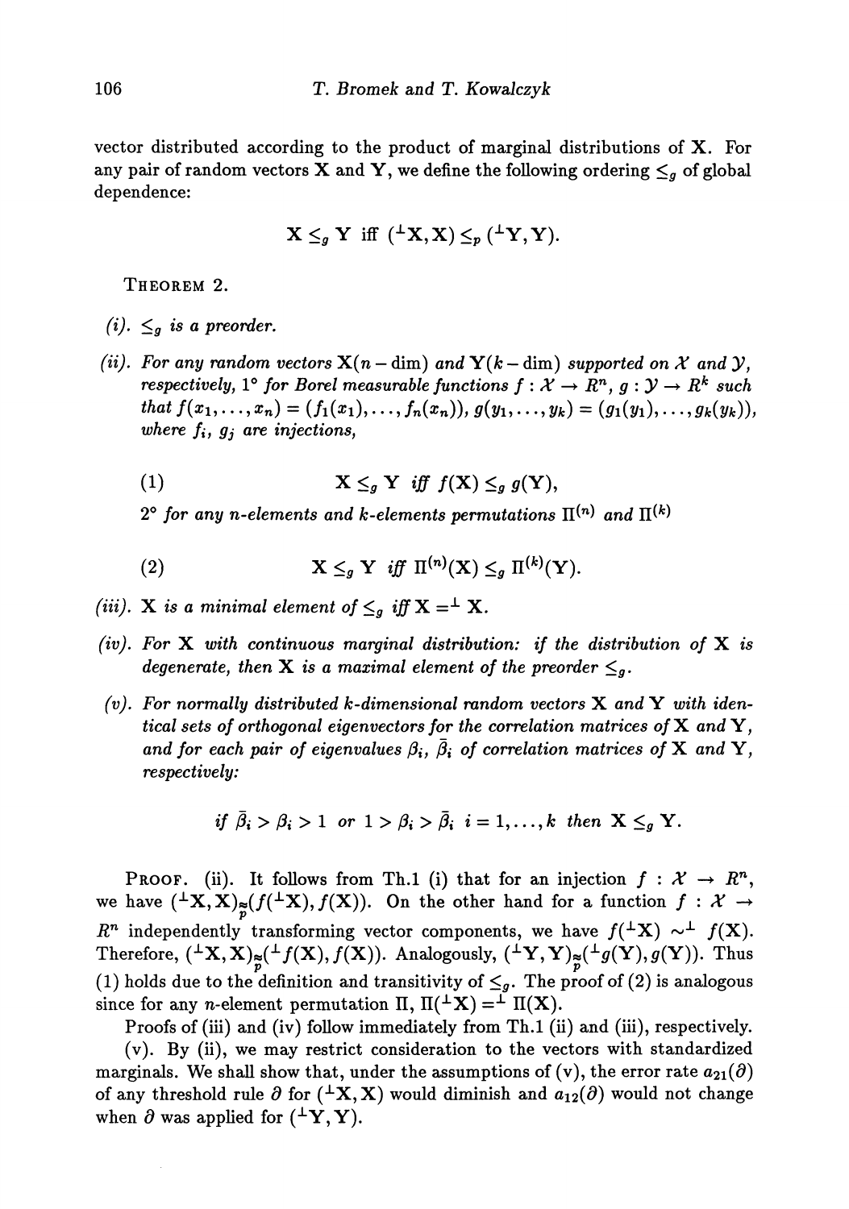vector distributed according to the product of marginal distributions of $\mathbf{X}$. For any pair of random vectors $\mathbf{X}$ and $\mathbf{Y}$, we define the following ordering $\leq_g$ of global dependence:

$$\mathbf{X} \leq_g \mathbf{Y} \text{ iff } ({}^{\perp}\mathbf{X}, \mathbf{X}) \leq_p ({}^{\perp}\mathbf{Y}, \mathbf{Y}).$$

THEOREM 2.

*(i).* $\leq_g$ *is a preorder.*

*(ii). For any random vectors* $\mathbf{X}(n - \text{dim})$ *and* $\mathbf{Y}(k - \text{dim})$ *supported on* $\mathcal{X}$ *and* $\mathcal{Y}$*, respectively,* 1° *for Borel measurable functions* $f : \mathcal{X} \to R^n$, $g : \mathcal{Y} \to R^k$ *such that* $f(x_1, \ldots, x_n) = (f_1(x_1), \ldots, f_n(x_n))$, $g(y_1, \ldots, y_k) = (g_1(y_1), \ldots, g_k(y_k))$*, where* $f_i$, $g_j$ *are injections,*

$$\mathbf{X} \leq_g \mathbf{Y} \textit{ iff } f(\mathbf{X}) \leq_g g(\mathbf{Y}), \tag{1}$$

2° *for any n-elements and k-elements permutations* $\Pi^{(n)}$ *and* $\Pi^{(k)}$

$$\mathbf{X} \leq_g \mathbf{Y} \textit{ iff } \Pi^{(n)}(\mathbf{X}) \leq_g \Pi^{(k)}(\mathbf{Y}). \tag{2}$$

*(iii).* $\mathbf{X}$ *is a minimal element of* $\leq_g$ *iff* $\mathbf{X} =^{\perp} \mathbf{X}$.

*(iv). For* $\mathbf{X}$ *with continuous marginal distribution: if the distribution of* $\mathbf{X}$ *is degenerate, then* $\mathbf{X}$ *is a maximal element of the preorder* $\leq_g$.

*(v). For normally distributed k-dimensional random vectors* $\mathbf{X}$ *and* $\mathbf{Y}$ *with identical sets of orthogonal eigenvectors for the correlation matrices of* $\mathbf{X}$ *and* $\mathbf{Y}$*, and for each pair of eigenvalues* $\beta_i$, $\bar{\beta}_i$ *of correlation matrices of* $\mathbf{X}$ *and* $\mathbf{Y}$*, respectively:*

$$\textit{if } \bar{\beta}_i > \beta_i > 1 \textit{ or } 1 > \beta_i > \bar{\beta}_i \;\; i = 1, \ldots, k \textit{ then } \mathbf{X} \leq_g \mathbf{Y}.$$

PROOF. (ii). It follows from Th.1 (i) that for an injection $f : \mathcal{X} \to R^n$, we have $({}^{\perp}\mathbf{X}, \mathbf{X}) \underset{p}{\approx} (f({}^{\perp}\mathbf{X}), f(\mathbf{X}))$. On the other hand for a function $f : \mathcal{X} \to R^n$ independently transforming vector components, we have $f({}^{\perp}\mathbf{X}) \sim^{\perp} f(\mathbf{X})$. Therefore, $({}^{\perp}\mathbf{X}, \mathbf{X}) \underset{p}{\approx} ({}^{\perp}f(\mathbf{X}), f(\mathbf{X}))$. Analogously, $({}^{\perp}\mathbf{Y}, \mathbf{Y}) \underset{p}{\approx} ({}^{\perp}g(\mathbf{Y}), g(\mathbf{Y}))$. Thus (1) holds due to the definition and transitivity of $\leq_g$. The proof of (2) is analogous since for any $n$-element permutation $\Pi$, $\Pi({}^{\perp}\mathbf{X}) =^{\perp} \Pi(\mathbf{X})$.

Proofs of (iii) and (iv) follow immediately from Th.1 (ii) and (iii), respectively.

(v). By (ii), we may restrict consideration to the vectors with standardized marginals. We shall show that, under the assumptions of (v), the error rate $a_{21}(\partial)$ of any threshold rule $\partial$ for $({}^{\perp}\mathbf{X}, \mathbf{X})$ would diminish and $a_{12}(\partial)$ would not change when $\partial$ was applied for $({}^{\perp}\mathbf{Y}, \mathbf{Y})$.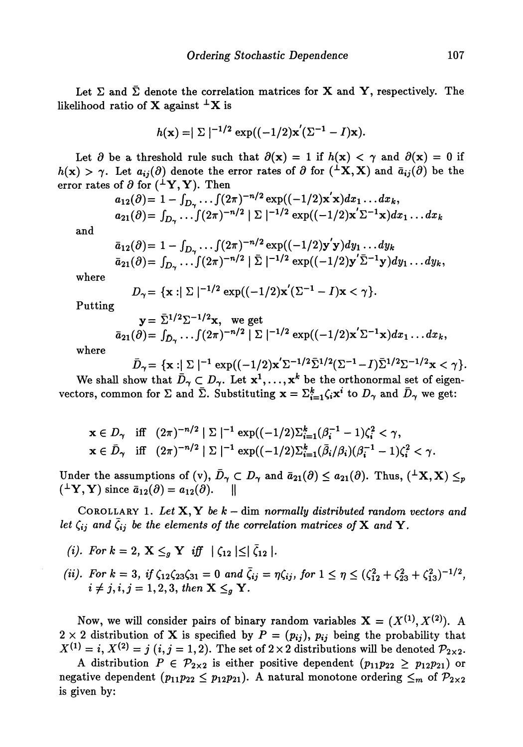Let $\Sigma$ and $\bar{\Sigma}$ denote the correlation matrices for $\mathbf{X}$ and $\mathbf{Y}$, respectively. The likelihood ratio of $\mathbf{X}$ against ${}^{\perp}\mathbf{X}$ is

$$h(\mathbf{x}) = \mid \Sigma \mid^{-1/2} \exp((-1/2)\mathbf{x}'(\Sigma^{-1} - I)\mathbf{x}).$$

Let $\partial$ be a threshold rule such that $\partial(\mathbf{x}) = 1$ if $h(\mathbf{x}) < \gamma$ and $\partial(\mathbf{x}) = 0$ if $h(\mathbf{x}) > \gamma$. Let $a_{ij}(\partial)$ denote the error rates of $\partial$ for $({}^{\perp}\mathbf{X}, \mathbf{X})$ and $\bar{a}_{ij}(\partial)$ be the error rates of $\partial$ for $({}^{\perp}\mathbf{Y}, \mathbf{Y})$. Then

$$a_{12}(\partial) = 1 - \int_{D_\gamma} \cdots \int (2\pi)^{-n/2} \exp((-1/2)\mathbf{x}'\mathbf{x}) dx_1 \ldots dx_k,$$
$$a_{21}(\partial) = \int_{D_\gamma} \cdots \int (2\pi)^{-n/2} \mid \Sigma \mid^{-1/2} \exp((-1/2)\mathbf{x}'\Sigma^{-1}\mathbf{x}) dx_1 \ldots dx_k$$

and

$$\bar{a}_{12}(\partial) = 1 - \int_{D_\gamma} \cdots \int (2\pi)^{-n/2} \exp((-1/2)\mathbf{y}'\mathbf{y}) dy_1 \ldots dy_k$$
$$\bar{a}_{21}(\partial) = \int_{D_\gamma} \cdots \int (2\pi)^{-n/2} \mid \bar{\Sigma} \mid^{-1/2} \exp((-1/2)\mathbf{y}'\bar{\Sigma}^{-1}\mathbf{y}) dy_1 \ldots dy_k,$$

where

$$D_\gamma = \{\mathbf{x} : \mid \Sigma \mid^{-1/2} \exp((-1/2)\mathbf{x}'(\Sigma^{-1} - I)\mathbf{x} < \gamma\}.$$

Putting

$$\mathbf{y} = \bar{\Sigma}^{1/2}\Sigma^{-1/2}\mathbf{x}, \quad \text{we get}$$
$$\bar{a}_{21}(\partial) = \int_{\bar{D}_\gamma} \cdots \int (2\pi)^{-n/2} \mid \Sigma \mid^{-1/2} \exp((-1/2)\mathbf{x}'\Sigma^{-1}\mathbf{x}) dx_1 \ldots dx_k,$$

where

$$\bar{D}_\gamma = \{\mathbf{x} : \mid \Sigma \mid^{-1} \exp((-1/2)\mathbf{x}'\Sigma^{-1/2}\bar{\Sigma}^{1/2}(\Sigma^{-1} - I)\bar{\Sigma}^{1/2}\Sigma^{-1/2}\mathbf{x} < \gamma\}.$$

We shall show that $\bar{D}_\gamma \subset D_\gamma$. Let $\mathbf{x}^1, \ldots, \mathbf{x}^k$ be the orthonormal set of eigenvectors, common for $\Sigma$ and $\bar{\Sigma}$. Substituting $\mathbf{x} = \Sigma_{i=1}^k \zeta_i \mathbf{x}^i$ to $D_\gamma$ and $\bar{D}_\gamma$ we get:

$$\mathbf{x} \in D_\gamma \quad \text{iff} \quad (2\pi)^{-n/2} \mid \Sigma \mid^{-1} \exp((-1/2)\Sigma_{i=1}^k(\beta_i^{-1} - 1)\zeta_i^2 < \gamma,$$
$$\mathbf{x} \in \bar{D}_\gamma \quad \text{iff} \quad (2\pi)^{-n/2} \mid \Sigma \mid^{-1} \exp((-1/2)\Sigma_{i=1}^k(\bar{\beta}_i/\beta_i)(\beta_i^{-1} - 1)\zeta_i^2 < \gamma.$$

Under the assumptions of (v), $\bar{D}_\gamma \subset D_\gamma$ and $\bar{a}_{21}(\partial) \leq a_{21}(\partial)$. Thus, $({}^{\perp}\mathbf{X}, \mathbf{X}) \leq_p ({}^{\perp}\mathbf{Y}, \mathbf{Y})$ since $\bar{a}_{12}(\partial) = a_{12}(\partial)$. $\quad \|$

COROLLARY 1. *Let $\mathbf{X}, \mathbf{Y}$ be $k$ – dim normally distributed random vectors and let $\zeta_{ij}$ and $\bar{\zeta}_{ij}$ be the elements of the correlation matrices of $\mathbf{X}$ and $\mathbf{Y}$.*

*(i). For $k = 2$, $\mathbf{X} \leq_g \mathbf{Y}$ iff $\mid \zeta_{12} \mid \leq \mid \bar{\zeta}_{12} \mid$.*

*(ii). For $k = 3$, if $\zeta_{12}\zeta_{23}\zeta_{31} = 0$ and $\bar{\zeta}_{ij} = \eta\zeta_{ij}$, for $1 \leq \eta \leq (\zeta_{12}^2 + \zeta_{23}^2 + \zeta_{13}^2)^{-1/2}$, $i \neq j, i, j = 1, 2, 3$, then $\mathbf{X} \leq_g \mathbf{Y}$.*

Now, we will consider pairs of binary random variables $\mathbf{X} = (X^{(1)}, X^{(2)})$. A $2 \times 2$ distribution of $\mathbf{X}$ is specified by $P = (p_{ij})$, $p_{ij}$ being the probability that $X^{(1)} = i, X^{(2)} = j$ $(i, j = 1, 2)$. The set of $2 \times 2$ distributions will be denoted $\mathcal{P}_{2\times 2}$.

A distribution $P \in \mathcal{P}_{2\times 2}$ is either positive dependent $(p_{11}p_{22} \geq p_{12}p_{21})$ or negative dependent $(p_{11}p_{22} \leq p_{12}p_{21})$. A natural monotone ordering $\leq_m$ of $\mathcal{P}_{2\times 2}$ is given by: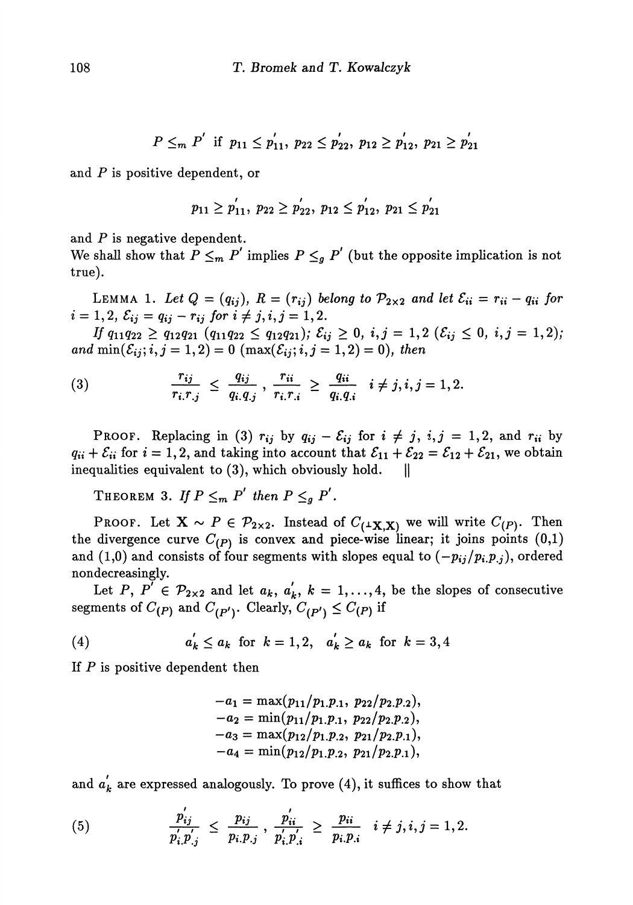$$P \leq_m P' \text{ if } p_{11} \leq p'_{11},\ p_{22} \leq p'_{22},\ p_{12} \geq p'_{12},\ p_{21} \geq p'_{21}$$

and $P$ is positive dependent, or

$$p_{11} \geq p'_{11},\ p_{22} \geq p'_{22},\ p_{12} \leq p'_{12},\ p_{21} \leq p'_{21}$$

and $P$ is negative dependent.

We shall show that $P \leq_m P'$ implies $P \leq_g P'$ (but the opposite implication is not true).

LEMMA 1. *Let $Q = (q_{ij})$, $R = (r_{ij})$ belong to $\mathcal{P}_{2\times 2}$ and let $\mathcal{E}_{ii} = r_{ii} - q_{ii}$ for $i = 1, 2$, $\mathcal{E}_{ij} = q_{ij} - r_{ij}$ for $i \neq j, i, j = 1, 2$.*

*If $q_{11}q_{22} \geq q_{12}q_{21}$ ($q_{11}q_{22} \leq q_{12}q_{21}$); $\mathcal{E}_{ij} \geq 0$, $i, j = 1, 2$ ($\mathcal{E}_{ij} \leq 0$, $i, j = 1, 2$); and $\min(\mathcal{E}_{ij}; i, j = 1, 2) = 0$ ($\max(\mathcal{E}_{ij}; i, j = 1, 2) = 0$), then*

$$\frac{r_{ij}}{r_{i.}r_{.j}} \leq \frac{q_{ij}}{q_{i.}q_{.j}}, \quad \frac{r_{ii}}{r_{i.}r_{.i}} \geq \frac{q_{ii}}{q_{i.}q_{.i}} \quad i \neq j, i, j = 1, 2. \tag{3}$$

PROOF. Replacing in (3) $r_{ij}$ by $q_{ij} - \mathcal{E}_{ij}$ for $i \neq j$, $i, j = 1, 2$, and $r_{ii}$ by $q_{ii} + \mathcal{E}_{ii}$ for $i = 1, 2$, and taking into account that $\mathcal{E}_{11} + \mathcal{E}_{22} = \mathcal{E}_{12} + \mathcal{E}_{21}$, we obtain inequalities equivalent to (3), which obviously hold. ||

THEOREM 3. *If $P \leq_m P'$ then $P \leq_g P'$.*

PROOF. Let $\mathbf{X} \sim P \in \mathcal{P}_{2\times 2}$. Instead of $C_{(^\perp\mathbf{X},\mathbf{X})}$ we will write $C_{(P)}$. Then the divergence curve $C_{(P)}$ is convex and piece-wise linear; it joins points (0,1) and (1,0) and consists of four segments with slopes equal to $(-p_{ij}/p_{i.}p_{.j})$, ordered nondecreasingly.

Let $P, P' \in \mathcal{P}_{2\times 2}$ and let $a_k$, $a'_k$, $k = 1, \ldots, 4$, be the slopes of consecutive segments of $C_{(P)}$ and $C_{(P')}$. Clearly, $C_{(P')} \leq C_{(P)}$ if

$$a'_k \leq a_k \text{ for } k = 1, 2, \quad a'_k \geq a_k \text{ for } k = 3, 4 \tag{4}$$

If $P$ is positive dependent then

$$\begin{aligned}
-a_1 &= \max(p_{11}/p_{1.}p_{.1},\ p_{22}/p_{2.}p_{.2}),\\
-a_2 &= \min(p_{11}/p_{1.}p_{.1},\ p_{22}/p_{2.}p_{.2}),\\
-a_3 &= \max(p_{12}/p_{1.}p_{.2},\ p_{21}/p_{2.}p_{.1}),\\
-a_4 &= \min(p_{12}/p_{1.}p_{.2},\ p_{21}/p_{2.}p_{.1}),
\end{aligned}$$

and $a'_k$ are expressed analogously. To prove (4), it suffices to show that

$$\frac{p'_{ij}}{p'_{i.}p'_{.j}} \leq \frac{p_{ij}}{p_{i.}p_{.j}}, \quad \frac{p'_{ii}}{p'_{i.}p'_{.i}} \geq \frac{p_{ii}}{p_{i.}p_{.i}} \quad i \neq j, i, j = 1, 2. \tag{5}$$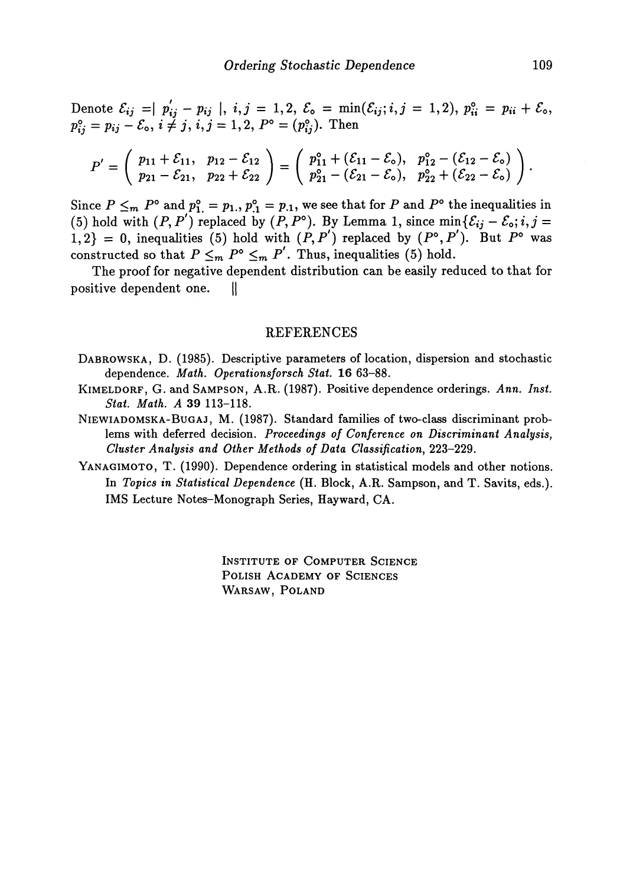Denote $\mathcal{E}_{ij} = | p'_{ij} - p_{ij} |$, $i,j = 1,2$, $\mathcal{E}_\circ = \min(\mathcal{E}_{ij}; i,j = 1,2)$, $p^\circ_{ii} = p_{ii} + \mathcal{E}_\circ$, $p^\circ_{ij} = p_{ij} - \mathcal{E}_\circ$, $i \neq j$, $i,j = 1,2$, $P^\circ = (p^\circ_{ij})$. Then

$$P' = \begin{pmatrix} p_{11} + \mathcal{E}_{11}, & p_{12} - \mathcal{E}_{12} \\ p_{21} - \mathcal{E}_{21}, & p_{22} + \mathcal{E}_{22} \end{pmatrix} = \begin{pmatrix} p^\circ_{11} + (\mathcal{E}_{11} - \mathcal{E}_\circ), & p^\circ_{12} - (\mathcal{E}_{12} - \mathcal{E}_\circ) \\ p^\circ_{21} - (\mathcal{E}_{21} - \mathcal{E}_\circ), & p^\circ_{22} + (\mathcal{E}_{22} - \mathcal{E}_\circ) \end{pmatrix}.$$

Since $P \leq_m P^\circ$ and $p^\circ_{1.} = p_{1.}, p^\circ_{.1} = p_{.1}$, we see that for $P$ and $P^\circ$ the inequalities in (5) hold with $(P, P')$ replaced by $(P, P^\circ)$. By Lemma 1, since $\min\{\mathcal{E}_{ij} - \mathcal{E}_\circ; i,j = 1,2\} = 0$, inequalities (5) hold with $(P, P')$ replaced by $(P^\circ, P')$. But $P^\circ$ was constructed so that $P \leq_m P^\circ \leq_m P'$. Thus, inequalities (5) hold.

The proof for negative dependent distribution can be easily reduced to that for positive dependent one. ||

## REFERENCES

DABROWSKA, D. (1985). Descriptive parameters of location, dispersion and stochastic dependence. *Math. Operationsforsch Stat.* **16** 63–88.

KIMELDORF, G. and SAMPSON, A.R. (1987). Positive dependence orderings. *Ann. Inst. Stat. Math. A* **39** 113–118.

NIEWIADOMSKA-BUGAJ, M. (1987). Standard families of two-class discriminant problems with deferred decision. *Proceedings of Conference on Discriminant Analysis, Cluster Analysis and Other Methods of Data Classification*, 223–229.

YANAGIMOTO, T. (1990). Dependence ordering in statistical models and other notions. In *Topics in Statistical Dependence* (H. Block, A.R. Sampson, and T. Savits, eds.). IMS Lecture Notes–Monograph Series, Hayward, CA.

INSTITUTE OF COMPUTER SCIENCE
POLISH ACADEMY OF SCIENCES
WARSAW, POLAND